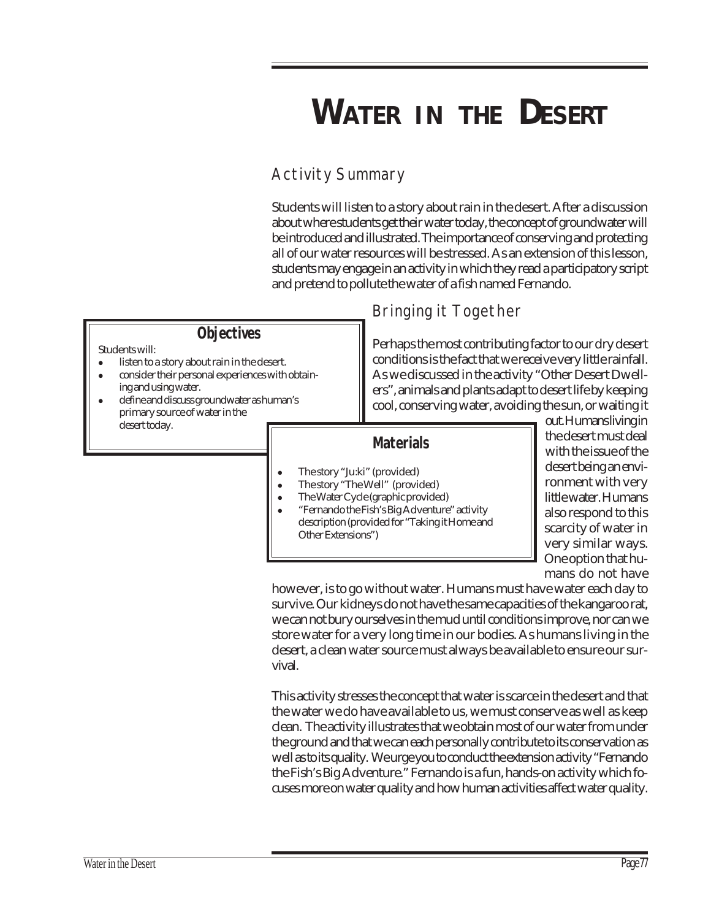# WATER IN THE DESERT

## Activity Summary

Students will listen to a story about rain in the desert. After a discussion about where students get their water today, the concept of groundwater will be introduced and illustrated. The importance of conserving and protecting all of our water resources will be stressed. As an extension of this lesson, students may engage in an activity in which they read a participatory script and pretend to pollute the water of a fish named Fernando.

### Objectives

Students will:

- listen to a story about rain in the desert.
- consider their personal experiences with obtaining and using water.
- define and discuss groundwater as human's primary source of water in the desert today.

### Materials

- The story "Ju:ki" (provided)
- The story "The Well" (provided)
- The Water Cycle (graphic provided)
- "Fernando the Fish's Big Adventure" activity description (provided for "Taking it Home and Other Extensions")

## Bringing it Together

Perhaps the most contributing factor to our dry desert conditions is the fact that we receive very little rainfall. As we discussed in the activity "Other Desert Dwellers", animals and plants adapt to desert life by keeping cool, conserving water, avoiding the sun, or waiting it out. Humans living in the desert must deal with the issue of the desert being an environment with very little water. Humans also respond to this scarcity of water in very similar ways. One option that humans do not have however, is to go without water. Humans must have water each day to survive. Our kidneys do not have the same capacities of the kangaroo rat, we can not bury ourselves in the mud until conditions improve, nor can we store water for a very long time in our bodies. As humans living in the desert, a clean water source must always be available to ensure our survival.

This activity stresses the concept that water is scarce in the desert and that the water we do have available to us, we must conserve as well as keep clean. The activity illustrates that we obtain most of our water from under the ground and that we can each personally contribute to its conservation as well as to its quality. We urge you to conduct the extension activity "Fernando the Fish's Big Adventure." Fernando is a fun, hands-on activity which focuses more on water quality and how human activities affect water quality.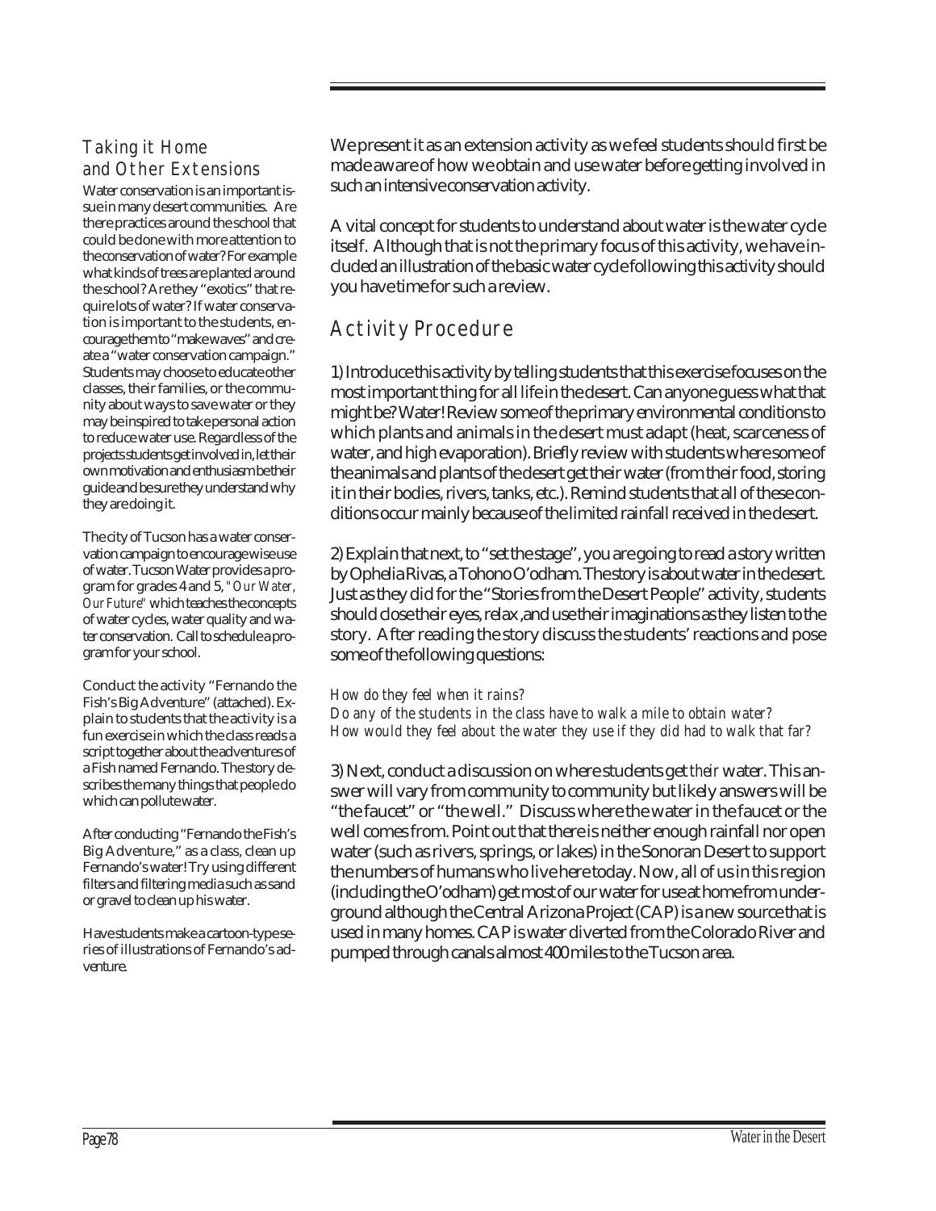## Taking it Home and Other Extensions

Water conservation is an important issue in many desert communities. Are there practices around the school that could be done with more attention to the conservation of water? For example what kinds of trees are planted around the school? Are they "exotics" that require lots of water? If water conservation is important to the students, encourage them to "make waves" and create a "water conservation campaign." Students may choose to educate other classes, their families, or the community about ways to save water or they may be inspired to take personal action to reduce water use. Regardless of the projects students get involved in, let their own motivation and enthusiasm be their guide and be sure they understand why they are doing it.

The city of Tucson has a water conservation campaign to encourage wise use of water. Tucson Water provides a program for grades 4 and 5, *"Our Water, Our Future"* which teaches the concepts of water cycles, water quality and water conservation. Call to schedule a program for your school.

Conduct the activity "Fernando the Fish's Big Adventure" (attached). Explain to students that the activity is a fun exercise in which the class reads a script together about the adventures of a Fish named Fernando. The story describes the many things that people do which can pollute water.

After conducting "Fernando the Fish's Big Adventure," as a class, clean up Fernando's water! Try using different filters and filtering media such as sand or gravel to clean up his water.

Have students make a cartoon-type series of illustrations of Fernando's adventure.

We present it as an extension activity as we feel students should first be made aware of how we obtain and use water before getting involved in such an intensive conservation activity.

A vital concept for students to understand about water is the water cycle itself. Although that is not the primary focus of this activity, we have included an illustration of the basic water cycle following this activity should you have time for such a review.

## Activity Procedure

1) Introduce this activity by telling students that this exercise focuses on the most important thing for all life in the desert. Can anyone guess what that might be? Water! Review some of the primary environmental conditions to which plants and animals in the desert must adapt (heat, scarceness of water, and high evaporation). Briefly review with students where some of the animals and plants of the desert get their water (from their food, storing it in their bodies, rivers, tanks, etc.). Remind students that all of these conditions occur mainly because of the limited rainfall received in the desert.

2) Explain that next, to "set the stage", you are going to read a story written by Ophelia Rivas, a Tohono O'odham. The story is about water in the desert. Just as they did for the "Stories from the Desert People" activity, students should close their eyes, relax ,and use their imaginations as they listen to the story. After reading the story discuss the students' reactions and pose some of the following questions:

*How do they feel when it rains?*
*Do any of the students in the class have to walk a mile to obtain water?*
*How would they feel about the water they use if they did had to walk that far?*

3) Next, conduct a discussion on where students get *their* water. This answer will vary from community to community but likely answers will be "the faucet" or "the well." Discuss where the water in the faucet or the well comes from. Point out that there is neither enough rainfall nor open water (such as rivers, springs, or lakes) in the Sonoran Desert to support the numbers of humans who live here today. Now, all of us in this region (including the O'odham) get most of our water for use at home from underground although the Central Arizona Project (CAP) is a new source that is used in many homes. CAP is water diverted from the Colorado River and pumped through canals almost 400 miles to the Tucson area.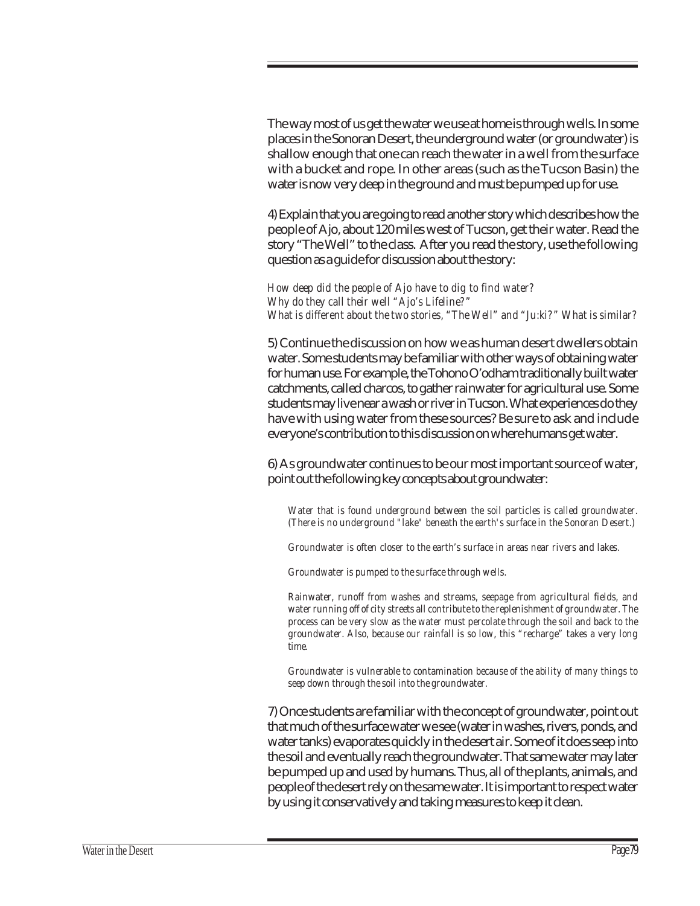The way most of us get the water we use at home is through wells. In some places in the Sonoran Desert, the underground water (or groundwater) is shallow enough that one can reach the water in a well from the surface with a bucket and rope. In other areas (such as the Tucson Basin) the water is now very deep in the ground and must be pumped up for use.

4) Explain that you are going to read another story which describes how the people of Ajo, about 120 miles west of Tucson, get their water. Read the story "The Well" to the class. After you read the story, use the following question as a guide for discussion about the story:

*How deep did the people of Ajo have to dig to find water?*
*Why do they call their well "Ajo's Lifeline?"*
*What is different about the two stories, "The Well" and "Ju:ki?" What is similar?*

5) Continue the discussion on how we as human desert dwellers obtain water. Some students may be familiar with other ways of obtaining water for human use. For example, the Tohono O'odham traditionally built water catchments, called charcos, to gather rainwater for agricultural use. Some students may live near a wash or river in Tucson. What experiences do they have with using water from these sources? Be sure to ask and include everyone's contribution to this discussion on where humans get water.

6) As groundwater continues to be our most important source of water, point out the following key concepts about groundwater:

> *Water that is found underground between the soil particles is called groundwater. (There is no underground "lake" beneath the earth's surface in the Sonoran Desert.)*
>
> *Groundwater is often closer to the earth's surface in areas near rivers and lakes.*
>
> *Groundwater is pumped to the surface through wells.*
>
> *Rainwater, runoff from washes and streams, seepage from agricultural fields, and water running off of city streets all contribute to the replenishment of groundwater. The process can be very slow as the water must percolate through the soil and back to the groundwater. Also, because our rainfall is so low, this "recharge" takes a very long time.*
>
> *Groundwater is vulnerable to contamination because of the ability of many things to seep down through the soil into the groundwater.*

7) Once students are familiar with the concept of groundwater, point out that much of the surface water we see (water in washes, rivers, ponds, and water tanks) evaporates quickly in the desert air. Some of it does seep into the soil and eventually reach the groundwater. That same water may later be pumped up and used by humans. Thus, all of the plants, animals, and people of the desert rely on the same water. It is important to respect water by using it conservatively and taking measures to keep it clean.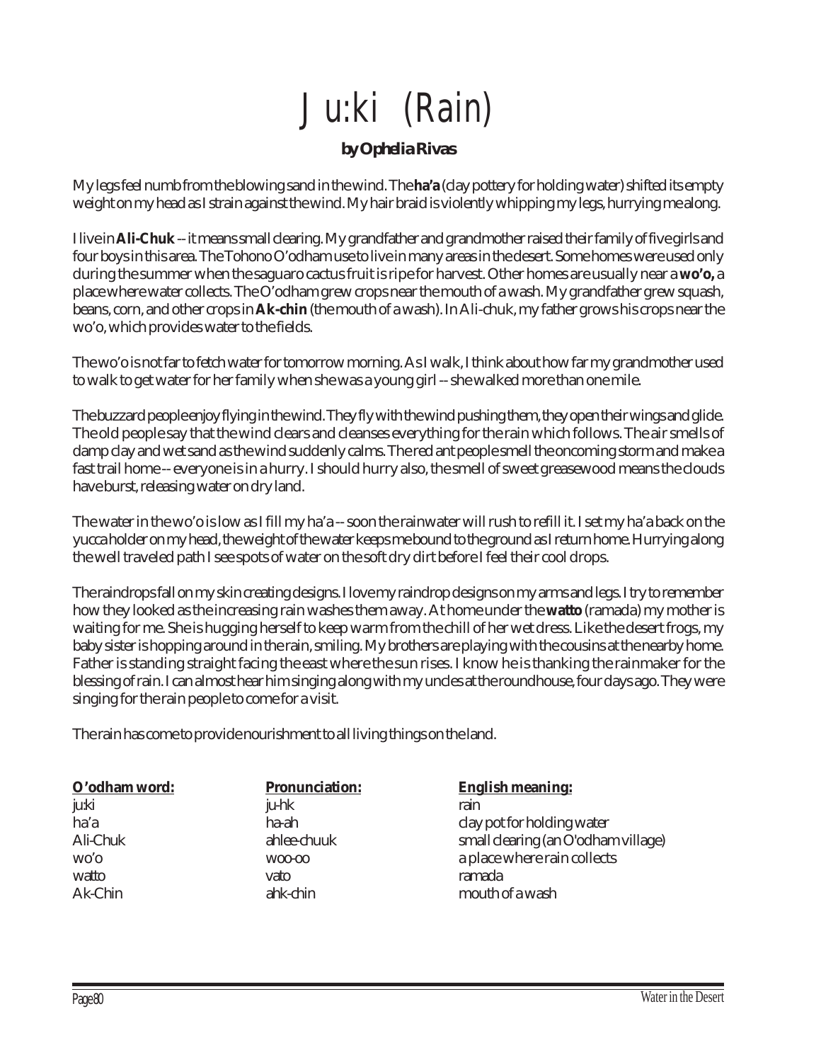# Ju:ki (Rain)

**by Ophelia Rivas**

My legs feel numb from the blowing sand in the wind. The **ha'a** (clay pottery for holding water) shifted its empty weight on my head as I strain against the wind. My hair braid is violently whipping my legs, hurrying me along.

I live in **Ali-Chuk** -- it means small clearing. My grandfather and grandmother raised their family of five girls and four boys in this area. The Tohono O'odham use to live in many areas in the desert. Some homes were used only during the summer when the saguaro cactus fruit is ripe for harvest. Other homes are usually near a **wo'o,** a place where water collects. The O'odham grew crops near the mouth of a wash. My grandfather grew squash, beans, corn, and other crops in **Ak-chin** (the mouth of a wash). In Ali-chuk, my father grows his crops near the wo'o, which provides water to the fields.

The wo'o is not far to fetch water for tomorrow morning. As I walk, I think about how far my grandmother used to walk to get water for her family when she was a young girl -- she walked more than one mile.

The buzzard people enjoy flying in the wind. They fly with the wind pushing them, they open their wings and glide. The old people say that the wind clears and cleanses everything for the rain which follows. The air smells of damp clay and wet sand as the wind suddenly calms. The red ant people smell the oncoming storm and make a fast trail home -- everyone is in a hurry. I should hurry also, the smell of sweet greasewood means the clouds have burst, releasing water on dry land.

The water in the wo'o is low as I fill my ha'a -- soon the rainwater will rush to refill it. I set my ha'a back on the yucca holder on my head, the weight of the water keeps me bound to the ground as I return home. Hurrying along the well traveled path I see spots of water on the soft dry dirt before I feel their cool drops.

The raindrops fall on my skin creating designs. I love my raindrop designs on my arms and legs. I try to remember how they looked as the increasing rain washes them away. At home under the **watto** (ramada) my mother is waiting for me. She is hugging herself to keep warm from the chill of her wet dress. Like the desert frogs, my baby sister is hopping around in the rain, smiling. My brothers are playing with the cousins at the nearby home. Father is standing straight facing the east where the sun rises. I know he is thanking the rainmaker for the blessing of rain. I can almost hear him singing along with my uncles at the roundhouse, four days ago. They were singing for the rain people to come for a visit.

The rain has come to provide nourishment to all living things on the land.

| O'odham word: | Pronunciation: | English meaning: |
|---|---|---|
| ju:ki | ju-hk | rain |
| ha'a | ha-ah | clay pot for holding water |
| Ali-Chuk | ahlee-chuuk | small clearing (an O'odham village) |
| wo'o | woo-oo | a place where rain collects |
| watto | vato | ramada |
| Ak-Chin | ahk-chin | mouth of a wash |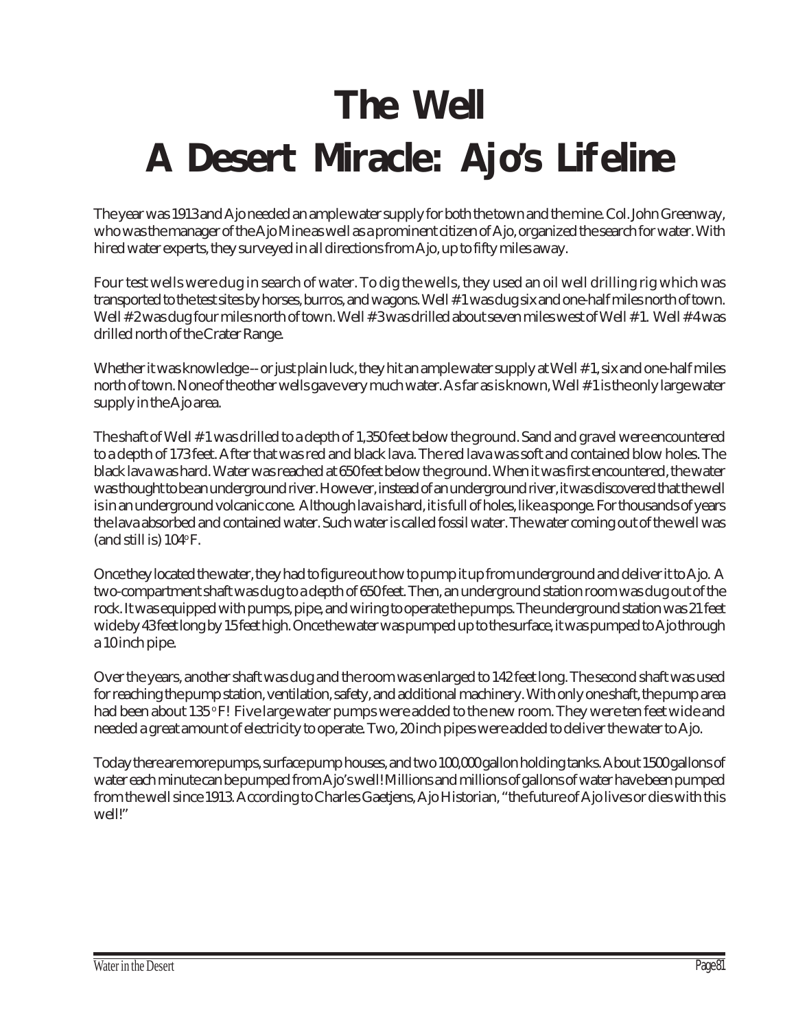# The Well

# A Desert Miracle: Ajo's Lifeline

The year was 1913 and Ajo needed an ample water supply for both the town and the mine. Col. John Greenway, who was the manager of the Ajo Mine as well as a prominent citizen of Ajo, organized the search for water. With hired water experts, they surveyed in all directions from Ajo, up to fifty miles away.

Four test wells were dug in search of water. To dig the wells, they used an oil well drilling rig which was transported to the test sites by horses, burros, and wagons. Well # 1 was dug six and one-half miles north of town. Well # 2 was dug four miles north of town. Well # 3 was drilled about seven miles west of Well # 1. Well # 4 was drilled north of the Crater Range.

Whether it was knowledge -- or just plain luck, they hit an ample water supply at Well # 1, six and one-half miles north of town. None of the other wells gave very much water. As far as is known, Well # 1 is the only large water supply in the Ajo area.

The shaft of Well # 1 was drilled to a depth of 1,350 feet below the ground. Sand and gravel were encountered to a depth of 173 feet. After that was red and black lava. The red lava was soft and contained blow holes. The black lava was hard. Water was reached at 650 feet below the ground. When it was first encountered, the water was thought to be an underground river. However, instead of an underground river, it was discovered that the well is in an underground volcanic cone. Although lava is hard, it is full of holes, like a sponge. For thousands of years the lava absorbed and contained water. Such water is called fossil water. The water coming out of the well was (and still is) 104°F.

Once they located the water, they had to figure out how to pump it up from underground and deliver it to Ajo. A two-compartment shaft was dug to a depth of 650 feet. Then, an underground station room was dug out of the rock. It was equipped with pumps, pipe, and wiring to operate the pumps. The underground station was 21 feet wide by 43 feet long by 15 feet high. Once the water was pumped up to the surface, it was pumped to Ajo through a 10 inch pipe.

Over the years, another shaft was dug and the room was enlarged to 142 feet long. The second shaft was used for reaching the pump station, ventilation, safety, and additional machinery. With only one shaft, the pump area had been about 135 °F! Five large water pumps were added to the new room. They were ten feet wide and needed a great amount of electricity to operate. Two, 20 inch pipes were added to deliver the water to Ajo.

Today there are more pumps, surface pump houses, and two 100,000 gallon holding tanks. About 1500 gallons of water each minute can be pumped from Ajo's well! Millions and millions of gallons of water have been pumped from the well since 1913. According to Charles Gaetjens, Ajo Historian, "the future of Ajo lives or dies with this well!"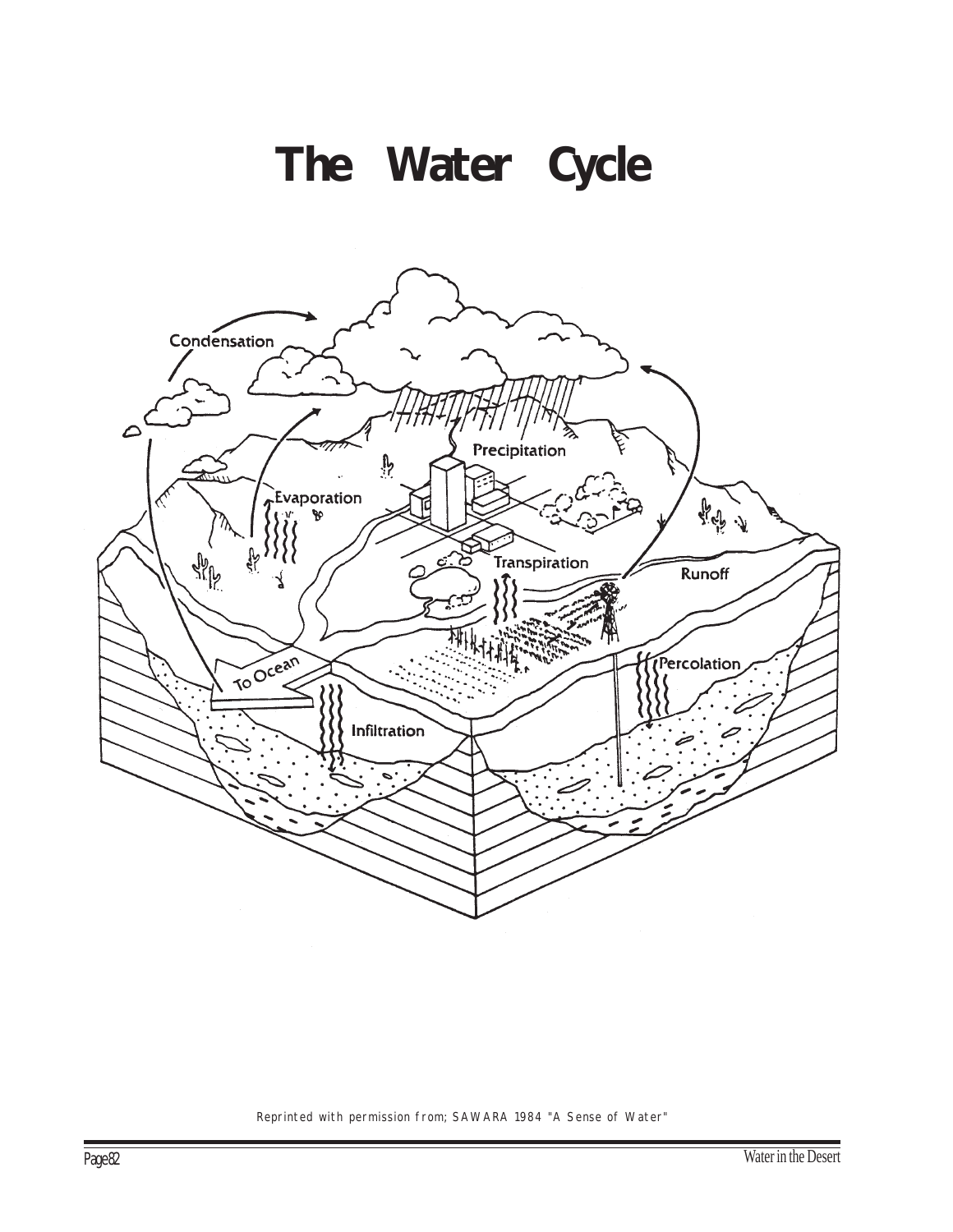# The Water Cycle

Reprinted with permission from; SAWARA 1984 "A Sense of Water"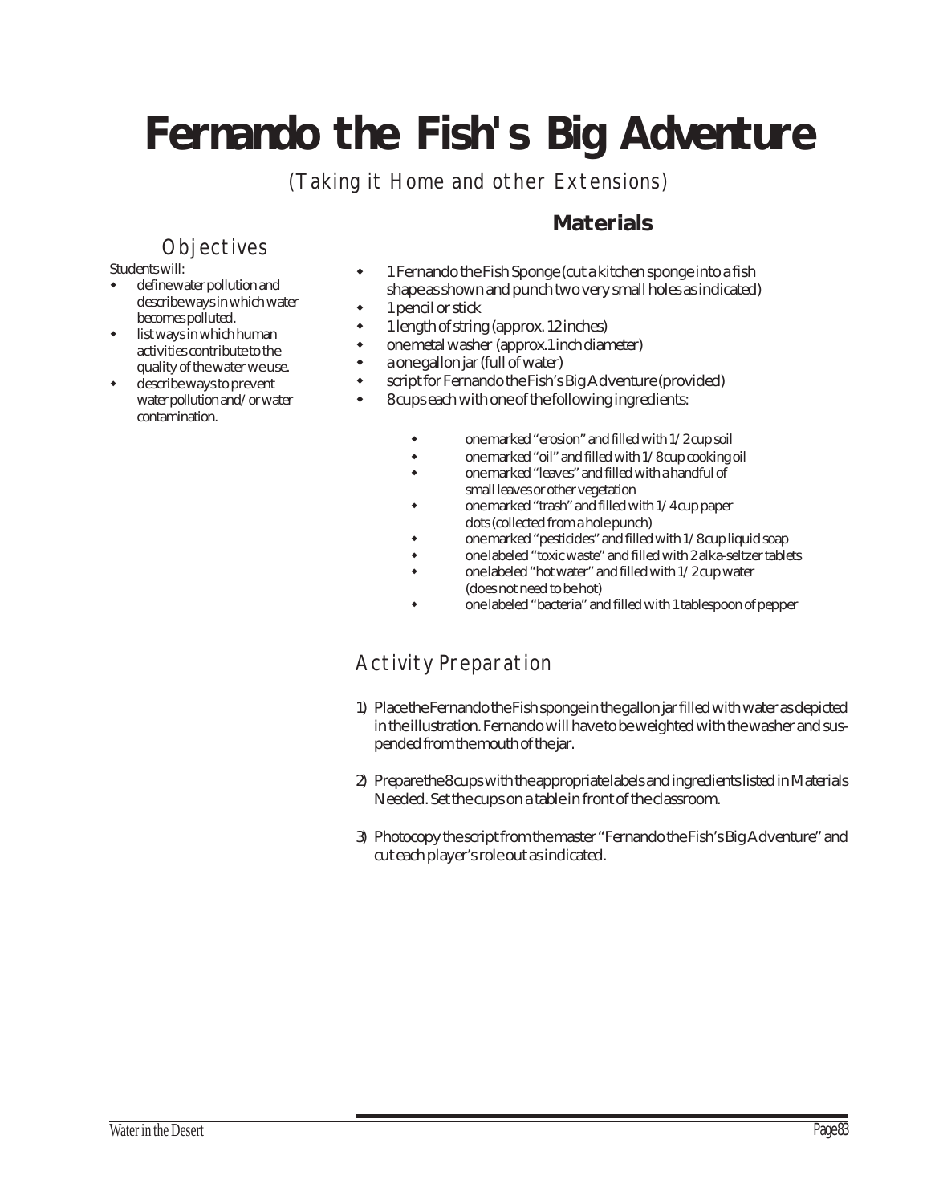# Fernando the Fish's Big Adventure

(Taking it Home and other Extensions)

## Objectives

Students will:

- define water pollution and describe ways in which water becomes polluted.
- list ways in which human activities contribute to the quality of the water we use.
- describe ways to prevent water pollution and/or water contamination.

## Materials

- 1 Fernando the Fish Sponge (cut a kitchen sponge into a fish shape as shown and punch two very small holes as indicated)
- 1 pencil or stick
- 1 length of string (approx. 12 inches)
- one metal washer (approx.1 inch diameter)
- a one gallon jar (full of water)
- script for Fernando the Fish's Big Adventure (provided)
- 8 cups each with one of the following ingredients:
  - one marked "erosion" and filled with 1/2 cup soil
  - one marked "oil" and filled with 1/8 cup cooking oil
  - one marked "leaves" and filled with a handful of small leaves or other vegetation
  - one marked "trash" and filled with 1/4 cup paper dots (collected from a hole punch)
  - one marked "pesticides" and filled with 1/8 cup liquid soap
  - one labeled "toxic waste" and filled with 2 alka-seltzer tablets
  - one labeled "hot water" and filled with 1/2 cup water (does not need to be hot)
  - one labeled "bacteria" and filled with 1 tablespoon of pepper

## Activity Preparation

1) Place the Fernando the Fish sponge in the gallon jar filled with water as depicted in the illustration. Fernando will have to be weighted with the washer and suspended from the mouth of the jar.

2) Prepare the 8 cups with the appropriate labels and ingredients listed in Materials Needed. Set the cups on a table in front of the classroom.

3) Photocopy the script from the master "Fernando the Fish's Big Adventure" and cut each player's role out as indicated.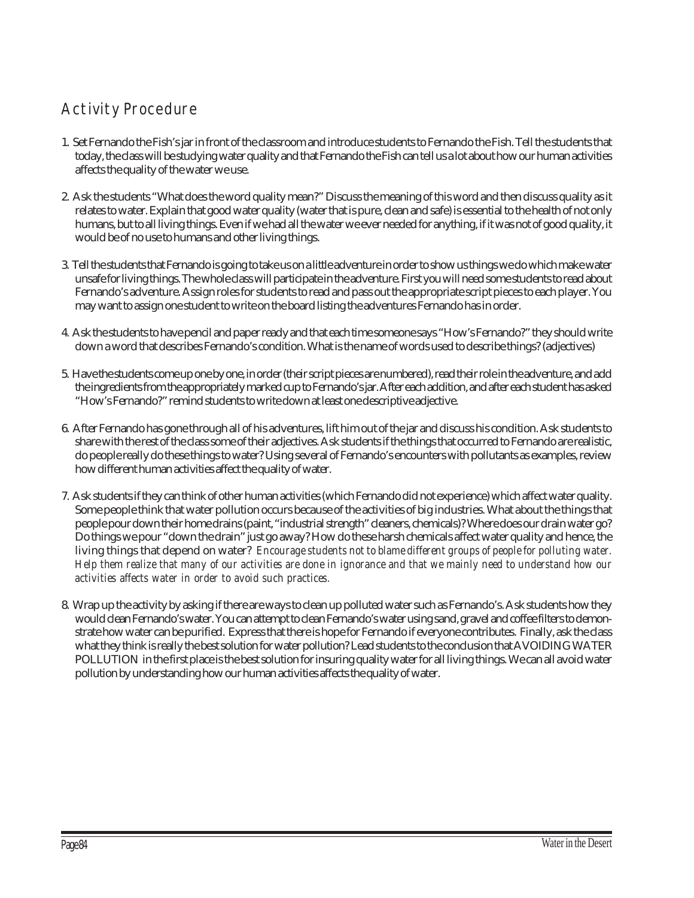## Activity Procedure

1. Set Fernando the Fish's jar in front of the classroom and introduce students to Fernando the Fish. Tell the students that today, the class will be studying water quality and that Fernando the Fish can tell us a lot about how our human activities affects the quality of the water we use.

2. Ask the students "What does the word quality mean?" Discuss the meaning of this word and then discuss quality as it relates to water. Explain that good water quality (water that is pure, clean and safe) is essential to the health of not only humans, but to all living things. Even if we had all the water we ever needed for anything, if it was not of good quality, it would be of no use to humans and other living things.

3. Tell the students that Fernando is going to take us on a little adventure in order to show us things we do which make water unsafe for living things. The whole class will participate in the adventure. First you will need some students to read about Fernando's adventure. Assign roles for students to read and pass out the appropriate script pieces to each player. You may want to assign one student to write on the board listing the adventures Fernando has in order.

4. Ask the students to have pencil and paper ready and that each time someone says "How's Fernando?" they should write down a word that describes Fernando's condition. What is the name of words used to describe things? (adjectives)

5. Have the students come up one by one, in order (their script pieces are numbered), read their role in the adventure, and add the ingredients from the appropriately marked cup to Fernando's jar. After each addition, and after each student has asked "How's Fernando?" remind students to write down at least one descriptive adjective.

6. After Fernando has gone through all of his adventures, lift him out of the jar and discuss his condition. Ask students to share with the rest of the class some of their adjectives. Ask students if the things that occurred to Fernando are realistic, do people really do these things to water? Using several of Fernando's encounters with pollutants as examples, review how different human activities affect the quality of water.

7. Ask students if they can think of other human activities (which Fernando did not experience) which affect water quality. Some people think that water pollution occurs because of the activities of big industries. What about the things that people pour down their home drains (paint, "industrial strength" cleaners, chemicals)? Where does our drain water go? Do things we pour "down the drain" just go away? How do these harsh chemicals affect water quality and hence, the living things that depend on water? *Encourage students not to blame different groups of people for polluting water. Help them realize that many of our activities are done in ignorance and that we mainly need to understand how our activities affects water in order to avoid such practices.*

8. Wrap up the activity by asking if there are ways to clean up polluted water such as Fernando's. Ask students how they would clean Fernando's water. You can attempt to clean Fernando's water using sand, gravel and coffee filters to demonstrate how water can be purified. Express that there is hope for Fernando if everyone contributes. Finally, ask the class what they think is really the best solution for water pollution? Lead students to the conclusion that AVOIDING WATER POLLUTION in the first place is the best solution for insuring quality water for all living things. We can all avoid water pollution by understanding how our human activities affects the quality of water.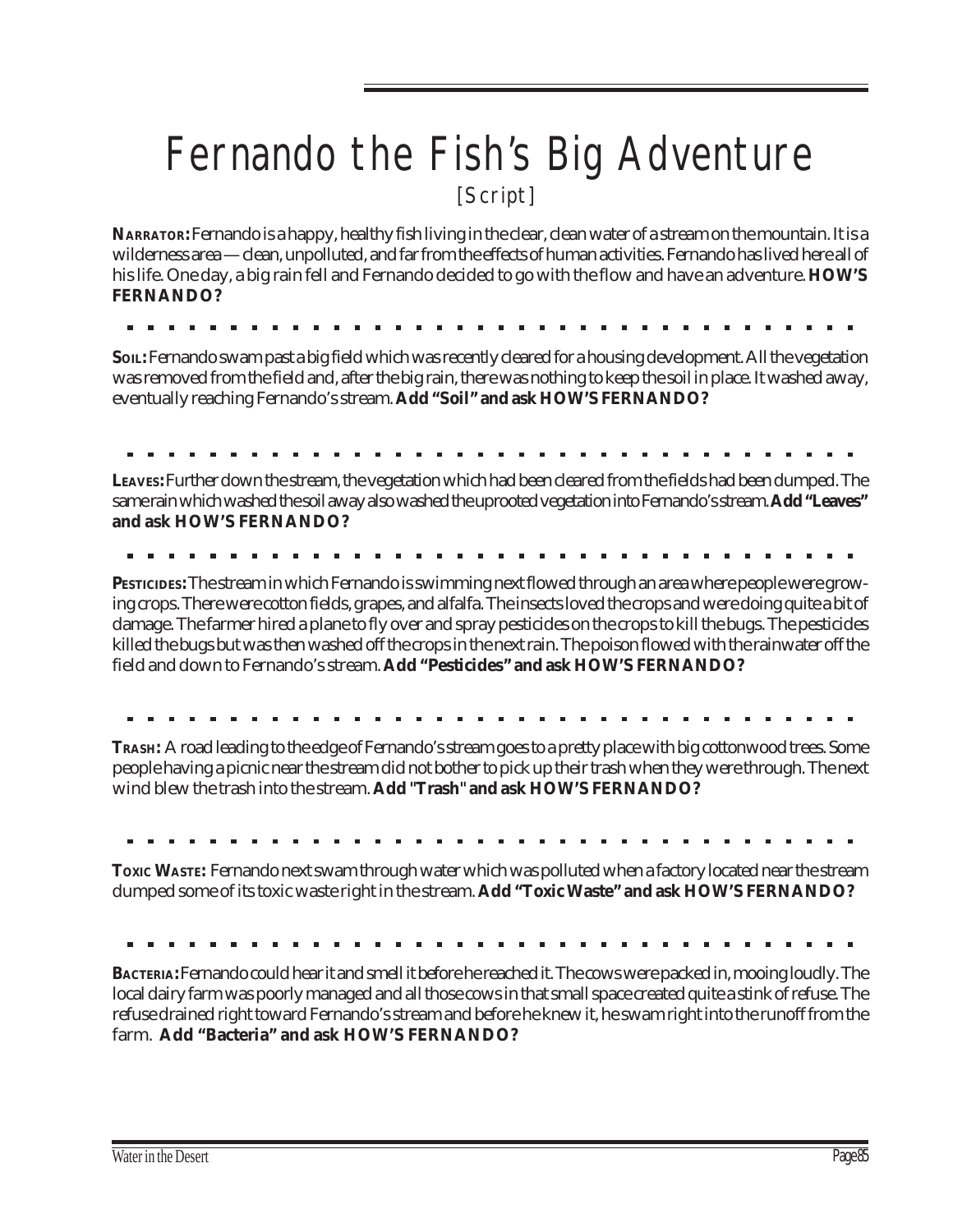# Fernando the Fish's Big Adventure

[Script]

**NARRATOR:** Fernando is a happy, healthy fish living in the clear, clean water of a stream on the mountain. It is a wilderness area — clean, unpolluted, and far from the effects of human activities. Fernando has lived here all of his life. One day, a big rain fell and Fernando decided to go with the flow and have an adventure. **HOW'S FERNANDO?**

**SOIL:** Fernando swam past a big field which was recently cleared for a housing development. All the vegetation was removed from the field and, after the big rain, there was nothing to keep the soil in place. It washed away, eventually reaching Fernando's stream. **Add "Soil" and ask HOW'S FERNANDO?**

**LEAVES:** Further down the stream, the vegetation which had been cleared from the fields had been dumped. The same rain which washed the soil away also washed the uprooted vegetation into Fernando's stream. **Add "Leaves" and ask HOW'S FERNANDO?**

**PESTICIDES:** The stream in which Fernando is swimming next flowed through an area where people were growing crops. There were cotton fields, grapes, and alfalfa. The insects loved the crops and were doing quite a bit of damage. The farmer hired a plane to fly over and spray pesticides on the crops to kill the bugs. The pesticides killed the bugs but was then washed off the crops in the next rain. The poison flowed with the rainwater off the field and down to Fernando's stream. **Add "Pesticides" and ask HOW'S FERNANDO?**

**TRASH:** A road leading to the edge of Fernando's stream goes to a pretty place with big cottonwood trees. Some people having a picnic near the stream did not bother to pick up their trash when they were through. The next wind blew the trash into the stream. **Add "Trash" and ask HOW'S FERNANDO?**

**TOXIC WASTE:** Fernando next swam through water which was polluted when a factory located near the stream dumped some of its toxic waste right in the stream. **Add "Toxic Waste" and ask HOW'S FERNANDO?**

**BACTERIA:** Fernando could hear it and smell it before he reached it. The cows were packed in, mooing loudly. The local dairy farm was poorly managed and all those cows in that small space created quite a stink of refuse. The refuse drained right toward Fernando's stream and before he knew it, he swam right into the runoff from the farm. **Add "Bacteria" and ask HOW'S FERNANDO?**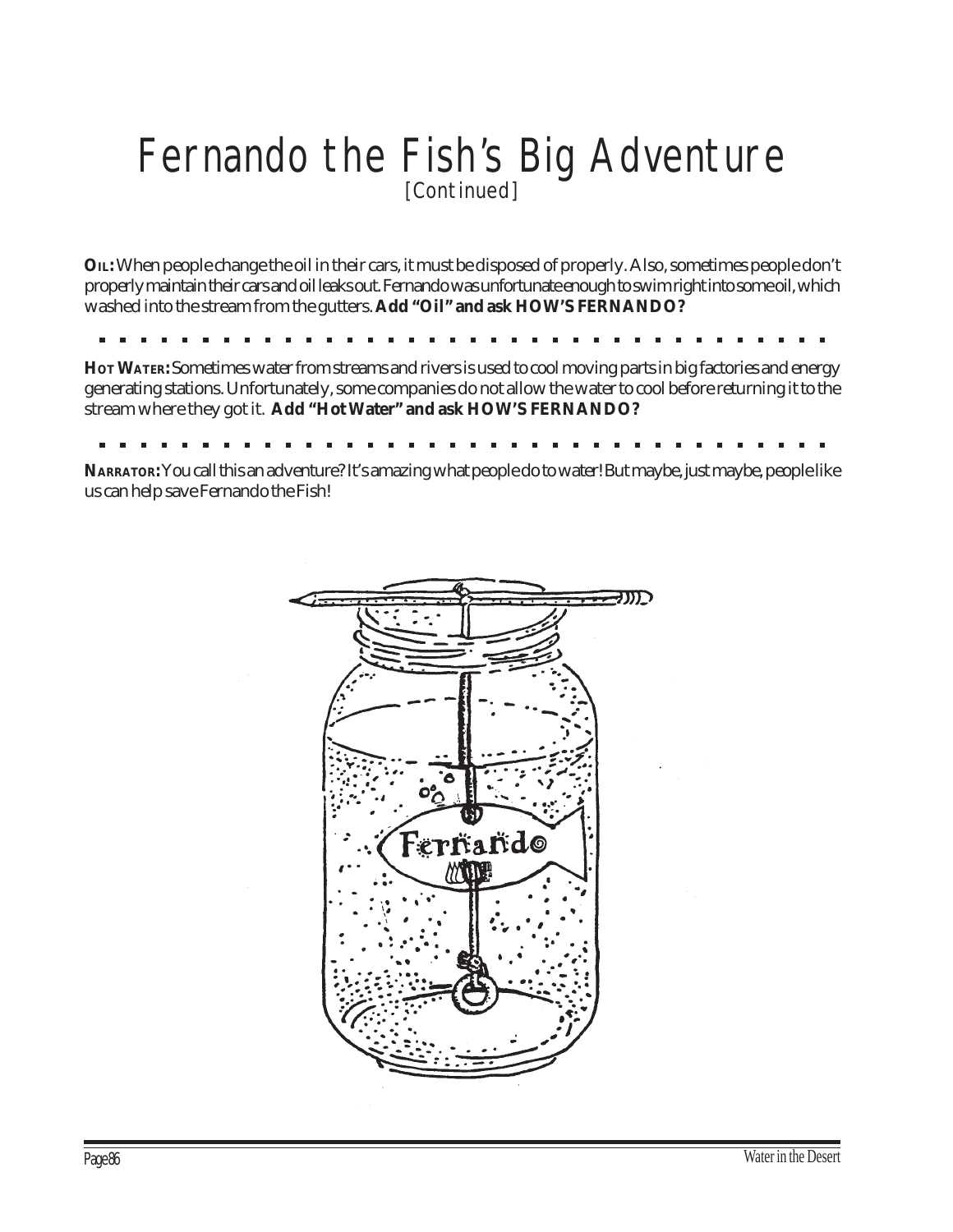# Fernando the Fish's Big Adventure

[Continued]

**OIL:** When people change the oil in their cars, it must be disposed of properly. Also, sometimes people don't properly maintain their cars and oil leaks out. Fernando was unfortunate enough to swim right into some oil, which washed into the stream from the gutters. **Add "Oil" and ask HOW'S FERNANDO?**

**HOT WATER:** Sometimes water from streams and rivers is used to cool moving parts in big factories and energy generating stations. Unfortunately, some companies do not allow the water to cool before returning it to the stream where they got it. **Add "Hot Water" and ask HOW'S FERNANDO?**

**NARRATOR:** You call this an adventure? It's amazing what people do to water! But maybe, just maybe, people like us can help save Fernando the Fish!